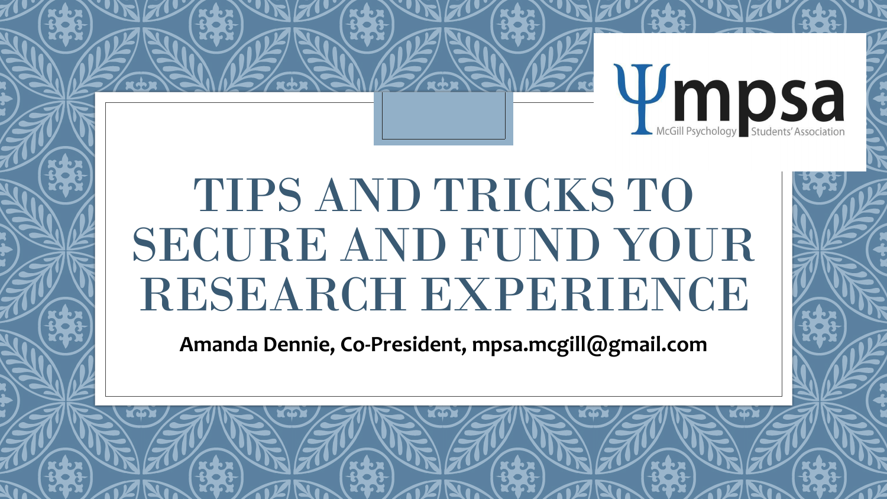# TIPS AND TRICKS TO SECURE AND FUND YOUR RESEARCH EXPERIENCE

**Amanda Dennie, Co-President, mpsa.mcgill@gmail.com**

Ψmpsa
McGill Psychology Students' Association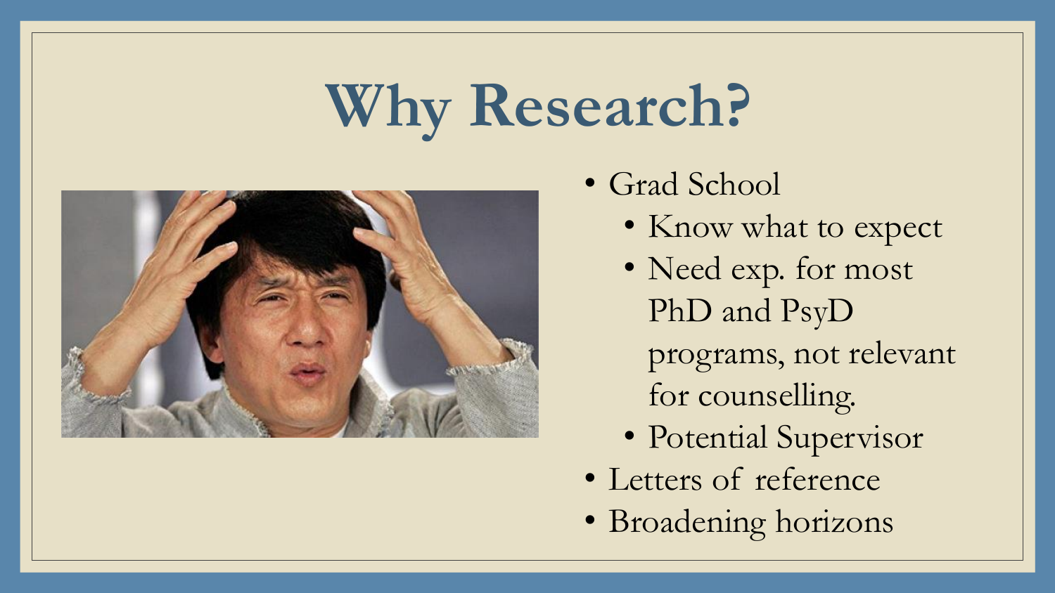# Why Research?

- Grad School
  - Know what to expect
  - Need exp. for most PhD and PsyD programs, not relevant for counselling.
  - Potential Supervisor
- Letters of reference
- Broadening horizons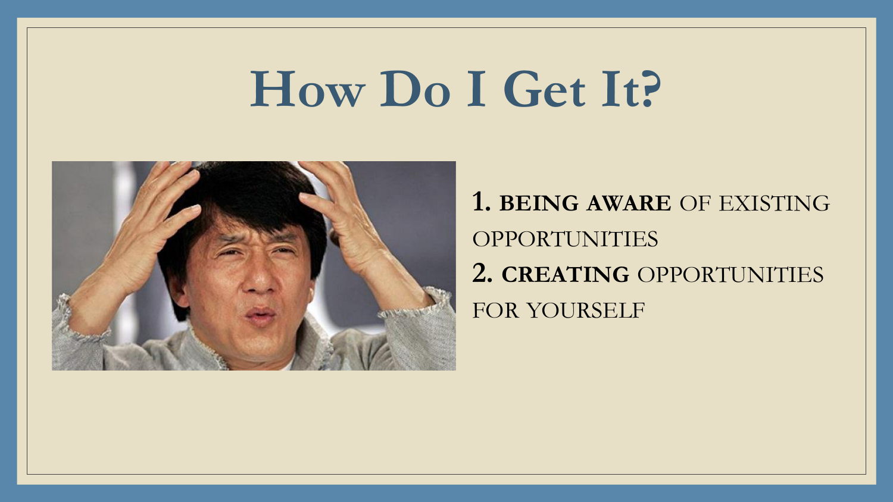# How Do I Get It?

1. **BEING AWARE** OF EXISTING OPPORTUNITIES
2. **CREATING** OPPORTUNITIES FOR YOURSELF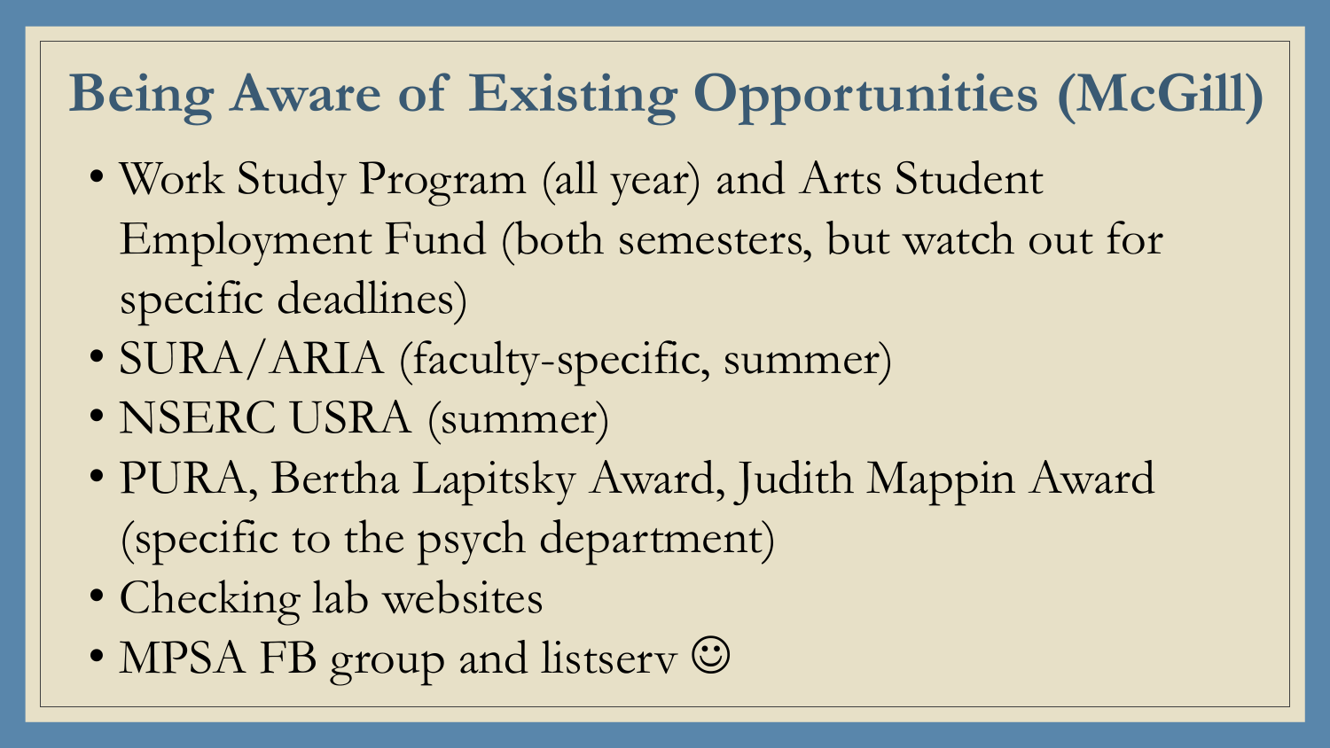# Being Aware of Existing Opportunities (McGill)

- Work Study Program (all year) and Arts Student Employment Fund (both semesters, but watch out for specific deadlines)
- SURA/ARIA (faculty-specific, summer)
- NSERC USRA (summer)
- PURA, Bertha Lapitsky Award, Judith Mappin Award (specific to the psych department)
- Checking lab websites
- MPSA FB group and listserv ☺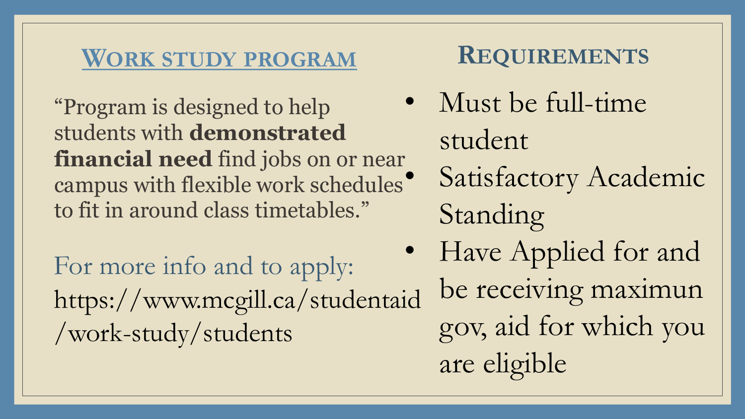## Work study program

"Program is designed to help students with **demonstrated financial need** find jobs on or near campus with flexible work schedules to fit in around class timetables."

For more info and to apply:
https://www.mcgill.ca/studentaid/work-study/students

## Requirements

- Must be full-time student
- Satisfactory Academic Standing
- Have Applied for and be receiving maximun gov, aid for which you are eligible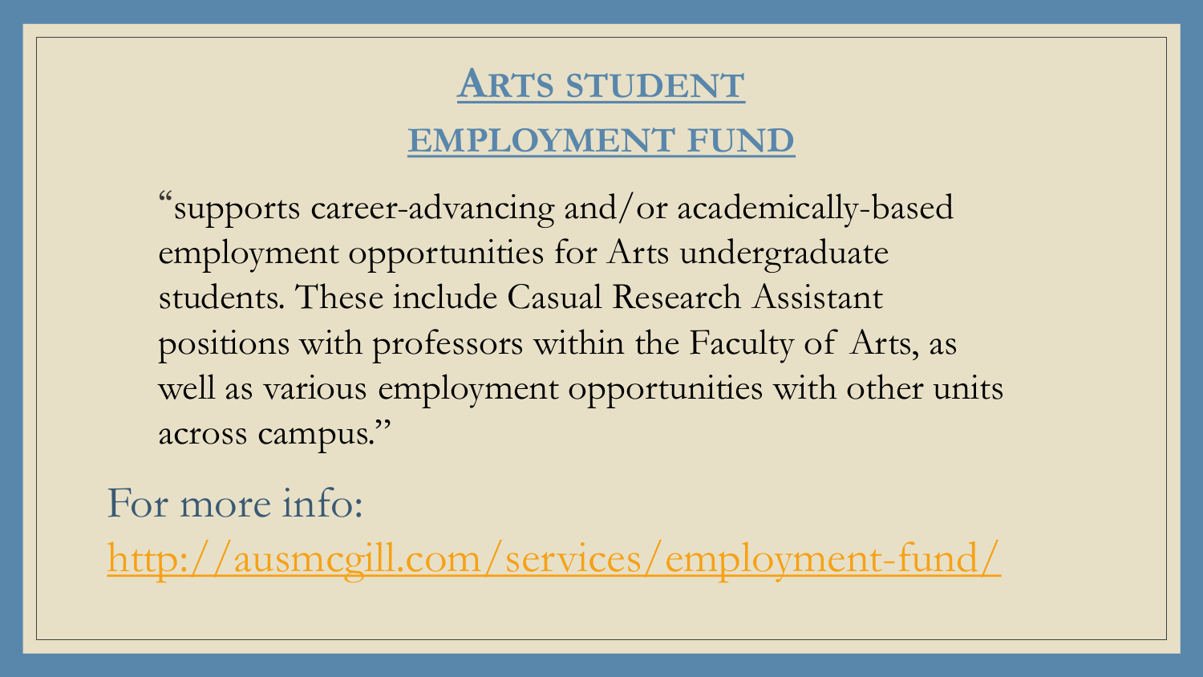# Arts student employment fund

"supports career-advancing and/or academically-based employment opportunities for Arts undergraduate students. These include Casual Research Assistant positions with professors within the Faculty of Arts, as well as various employment opportunities with other units across campus."

For more info:
[http://ausmcgill.com/services/employment-fund/](http://ausmcgill.com/services/employment-fund/)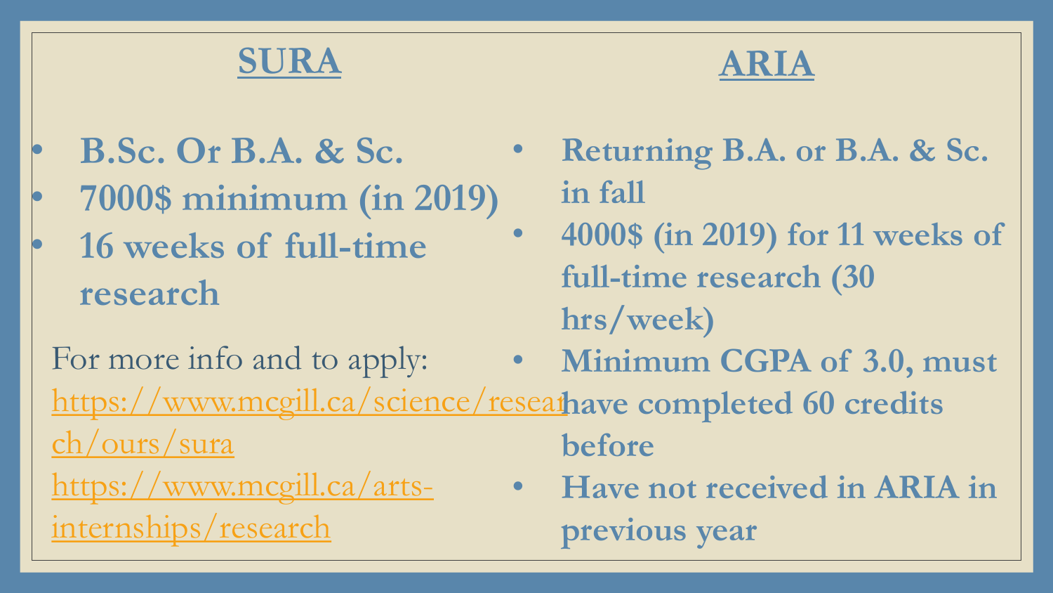## SURA

- **B.Sc. Or B.A. & Sc.**
- **7000$ minimum (in 2019)**
- **16 weeks of full-time research**

For more info and to apply:
https://www.mcgill.ca/science/research/ours/sura
https://www.mcgill.ca/arts-internships/research

## ARIA

- **Returning B.A. or B.A. & Sc. in fall**
- **4000$ (in 2019) for 11 weeks of full-time research (30 hrs/week)**
- **Minimum CGPA of 3.0, must have completed 60 credits before**
- **Have not received in ARIA in previous year**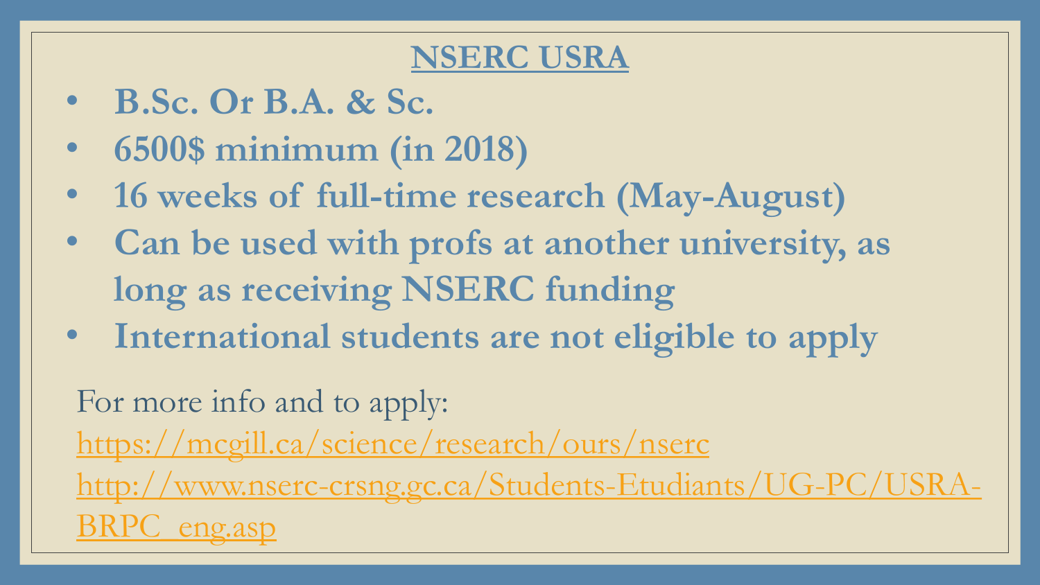## NSERC USRA

- **B.Sc. Or B.A. & Sc.**
- **6500$ minimum (in 2018)**
- **16 weeks of full-time research (May-August)**
- **Can be used with profs at another university, as long as receiving NSERC funding**
- **International students are not eligible to apply**

For more info and to apply:

https://mcgill.ca/science/research/ours/nserc

http://www.nserc-crsng.gc.ca/Students-Etudiants/UG-PC/USRA-BRPC_eng.asp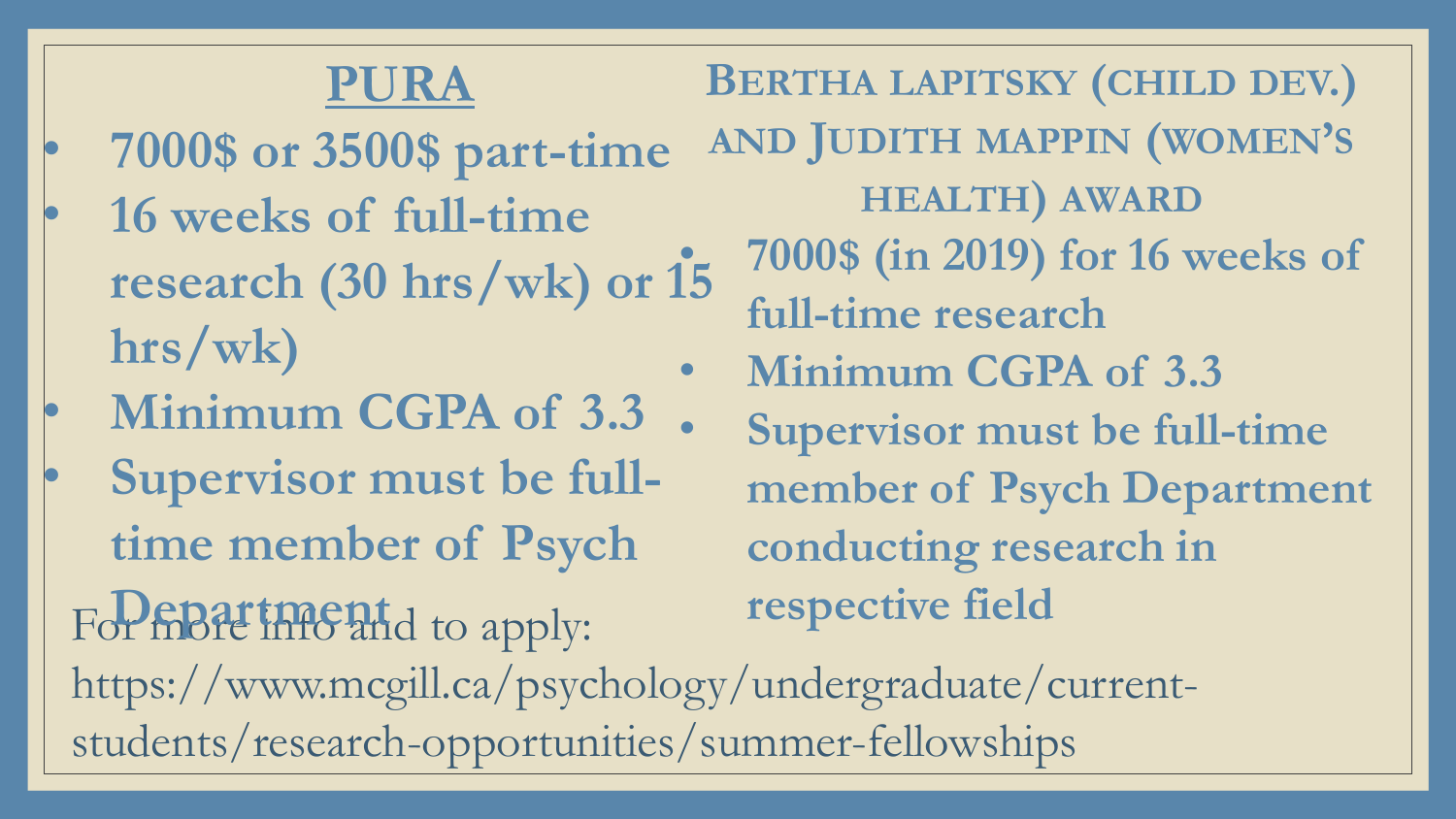## PURA

- 7000$ or 3500$ part-time
- 16 weeks of full-time research (30 hrs/wk) or 15 hrs/wk)
- Minimum CGPA of 3.3
- Supervisor must be full-time member of Psych Department

## Bertha Lapitsky (Child Dev.) and Judith Mappin (Women's Health) Award

- 7000$ (in 2019) for 16 weeks of full-time research
- Minimum CGPA of 3.3
- Supervisor must be full-time member of Psych Department conducting research in respective field

For more info and to apply: https://www.mcgill.ca/psychology/undergraduate/current-students/research-opportunities/summer-fellowships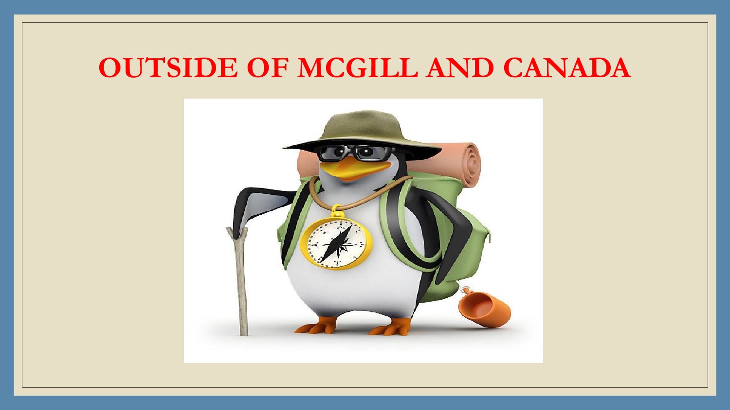# OUTSIDE OF MCGILL AND CANADA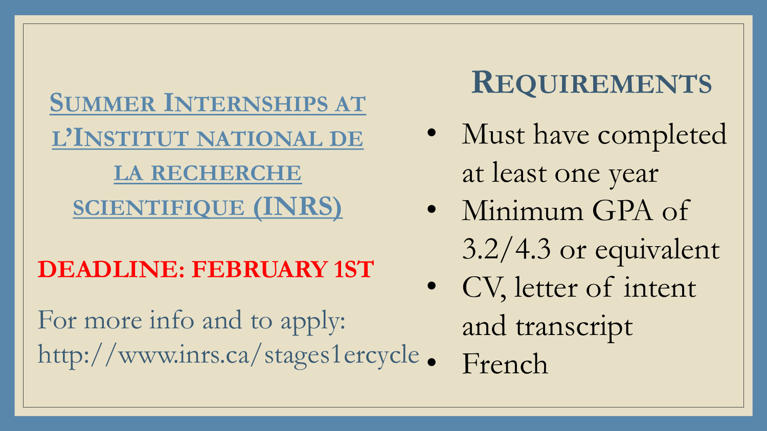## Summer Internships at l'Institut national de la recherche scientifique (INRS)

**DEADLINE: FEBRUARY 1ST**

For more info and to apply: http://www.inrs.ca/stages1ercycle

## Requirements

- Must have completed at least one year
- Minimum GPA of 3.2/4.3 or equivalent
- CV, letter of intent and transcript
- French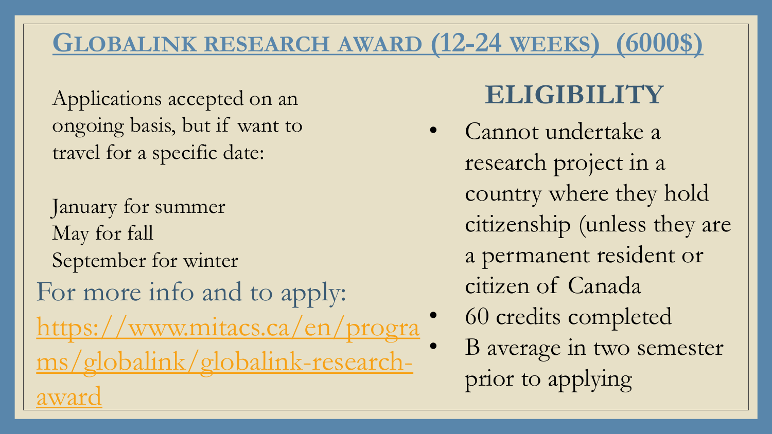## Globalink research award (12-24 weeks) (6000$)

Applications accepted on an ongoing basis, but if want to travel for a specific date:

January for summer
May for fall
September for winter

For more info and to apply:
https://www.mitacs.ca/en/programs/globalink/globalink-research-award

### ELIGIBILITY

- Cannot undertake a research project in a country where they hold citizenship (unless they are a permanent resident or citizen of Canada
- 60 credits completed
- B average in two semester prior to applying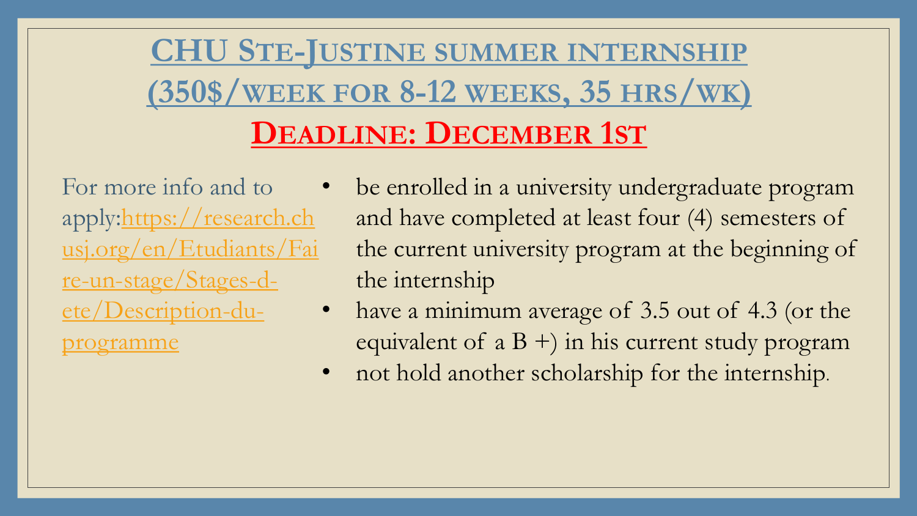# CHU Ste-Justine summer internship (350$/week for 8-12 weeks, 35 hrs/wk)

## Deadline: December 1st

For more info and to apply: https://research.chusj.org/en/Etudiants/Faire-un-stage/Stages-d-ete/Description-du-programme

- be enrolled in a university undergraduate program and have completed at least four (4) semesters of the current university program at the beginning of the internship
- have a minimum average of 3.5 out of 4.3 (or the equivalent of a B +) in his current study program
- not hold another scholarship for the internship.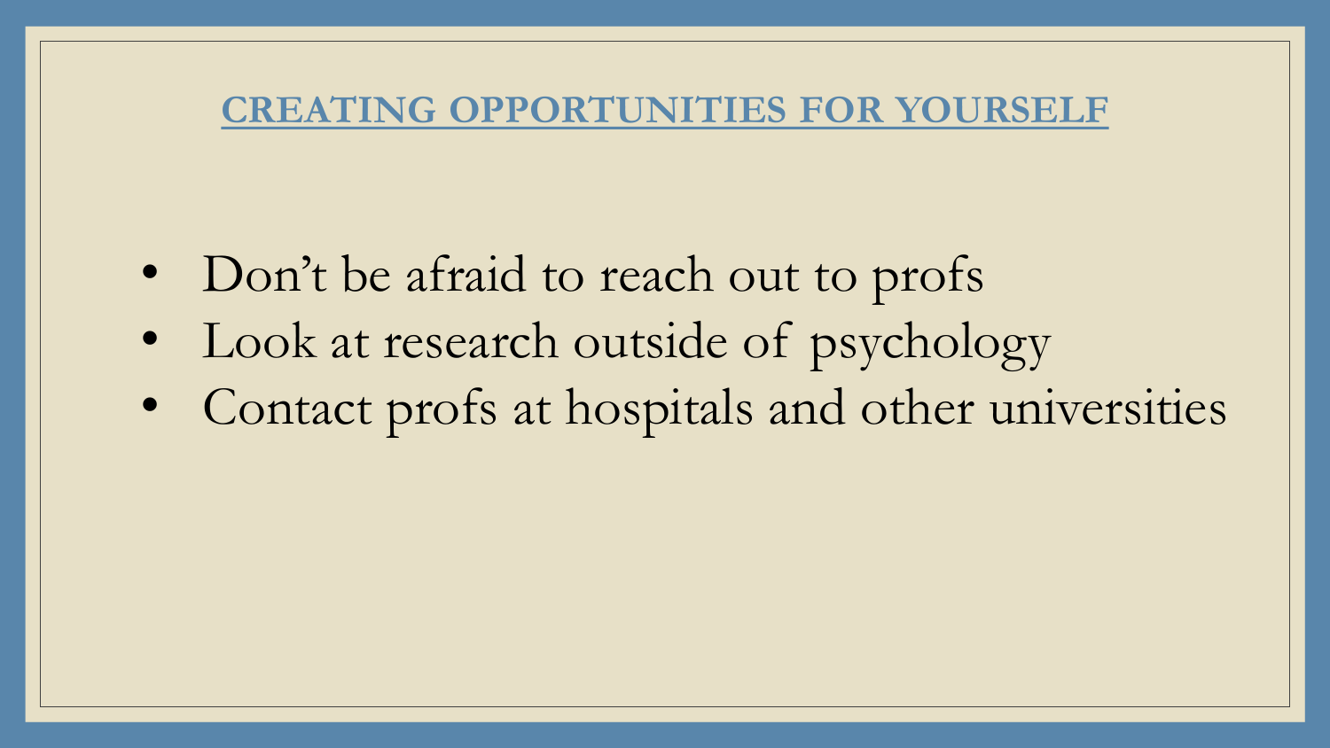## CREATING OPPORTUNITIES FOR YOURSELF

- Don't be afraid to reach out to profs
- Look at research outside of psychology
- Contact profs at hospitals and other universities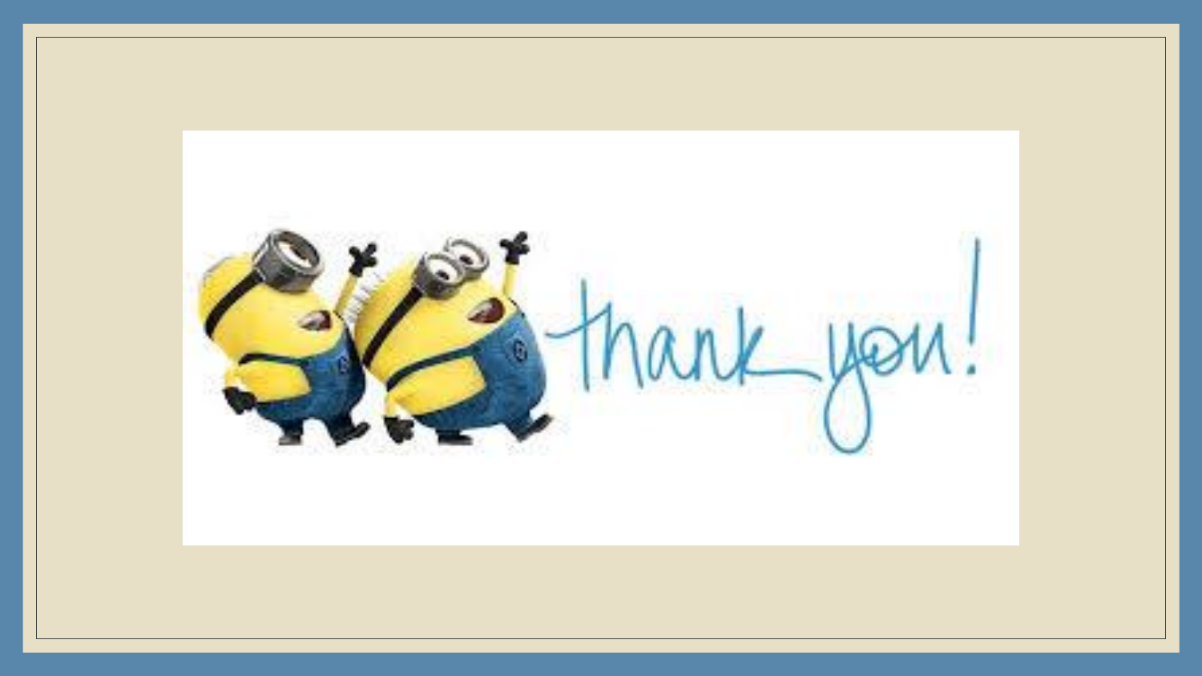thank you!